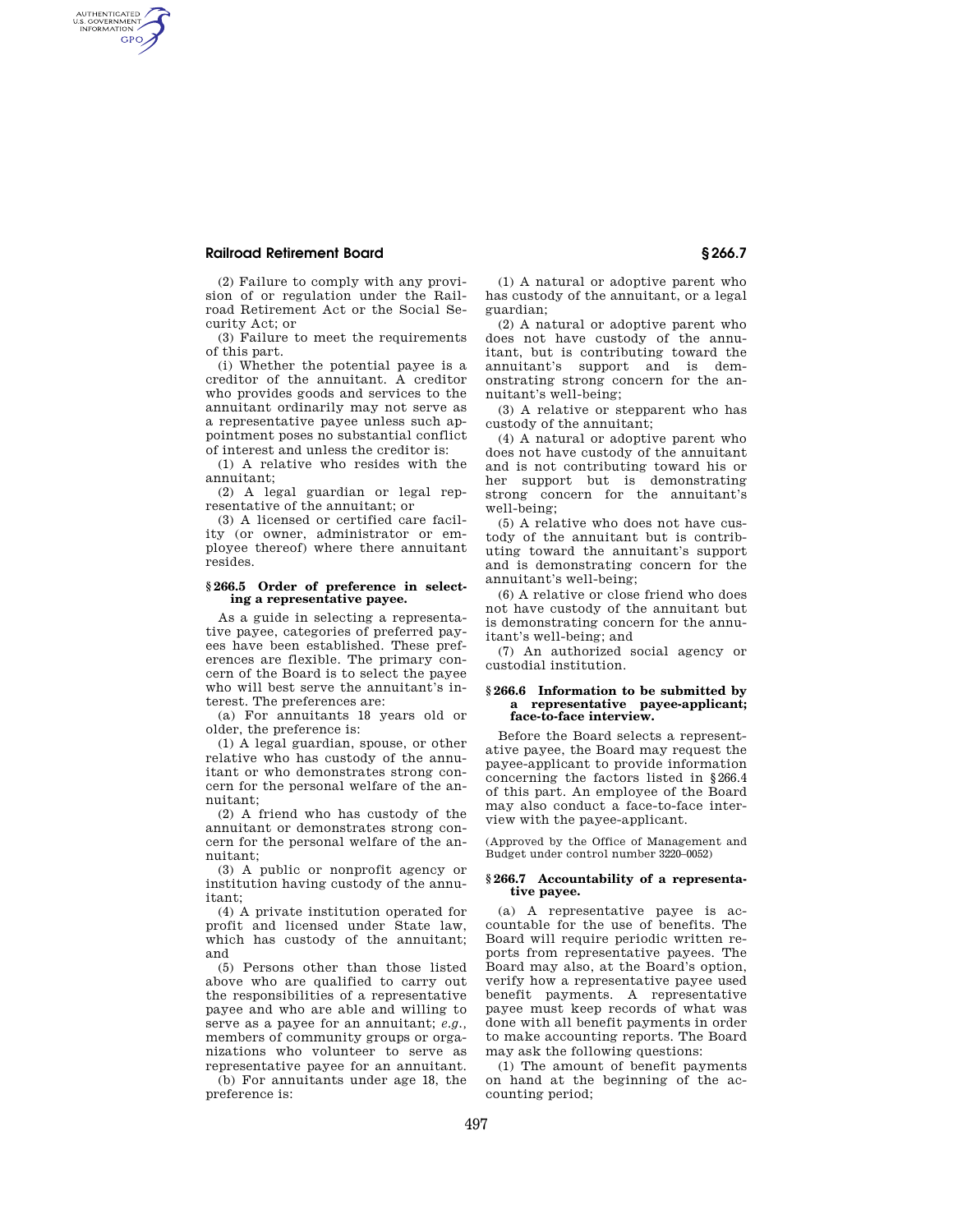(2) Failure to comply with any provision of or regulation under the Railroad Retirement Act or the Social Security Act; or

(3) Failure to meet the requirements of this part.

(i) Whether the potential payee is a creditor of the annuitant. A creditor who provides goods and services to the annuitant ordinarily may not serve as a representative payee unless such appointment poses no substantial conflict of interest and unless the creditor is:

(1) A relative who resides with the annuitant;

(2) A legal guardian or legal representative of the annuitant; or

(3) A licensed or certified care facility (or owner, administrator or employee thereof) where there annuitant resides.

#### § 266.5 Order of preference in selecting a representative payee.

As a guide in selecting a representative payee, categories of preferred payees have been established. These preferences are flexible. The primary concern of the Board is to select the payee who will best serve the annuitant's interest. The preferences are:

(a) For annuitants 18 years old or older, the preference is:

(1) A legal guardian, spouse, or other relative who has custody of the annuitant or who demonstrates strong concern for the personal welfare of the annuitant;

(2) A friend who has custody of the annuitant or demonstrates strong concern for the personal welfare of the annuitant;

(3) A public or nonprofit agency or institution having custody of the annuitant;

(4) A private institution operated for profit and licensed under State law, which has custody of the annuitant; and

(5) Persons other than those listed above who are qualified to carry out the responsibilities of a representative payee and who are able and willing to serve as a payee for an annuitant; *e.g.*, members of community groups or organizations who volunteer to serve as representative payee for an annuitant.

(b) For annuitants under age 18, the preference is:

(1) A natural or adoptive parent who has custody of the annuitant, or a legal guardian;

(2) A natural or adoptive parent who does not have custody of the annuitant, but is contributing toward the annuitant's support and is demonstrating strong concern for the annuitant's well-being;

(3) A relative or stepparent who has custody of the annuitant;

(4) A natural or adoptive parent who does not have custody of the annuitant and is not contributing toward his or her support but is demonstrating strong concern for the annuitant's well-being;

(5) A relative who does not have custody of the annuitant but is contributing toward the annuitant's support and is demonstrating concern for the annuitant's well-being;

(6) A relative or close friend who does not have custody of the annuitant but is demonstrating concern for the annuitant's well-being; and

(7) An authorized social agency or custodial institution.

#### § 266.6 Information to be submitted by a representative payee-applicant; face-to-face interview.

Before the Board selects a representative payee, the Board may request the payee-applicant to provide information concerning the factors listed in § 266.4 of this part. An employee of the Board may also conduct a face-to-face interview with the payee-applicant.

(Approved by the Office of Management and Budget under control number 3220–0052)

#### § 266.7 Accountability of a representative payee.

(a) A representative payee is accountable for the use of benefits. The Board will require periodic written reports from representative payees. The Board may also, at the Board's option, verify how a representative payee used benefit payments. A representative payee must keep records of what was done with all benefit payments in order to make accounting reports. The Board may ask the following questions:

(1) The amount of benefit payments on hand at the beginning of the accounting period;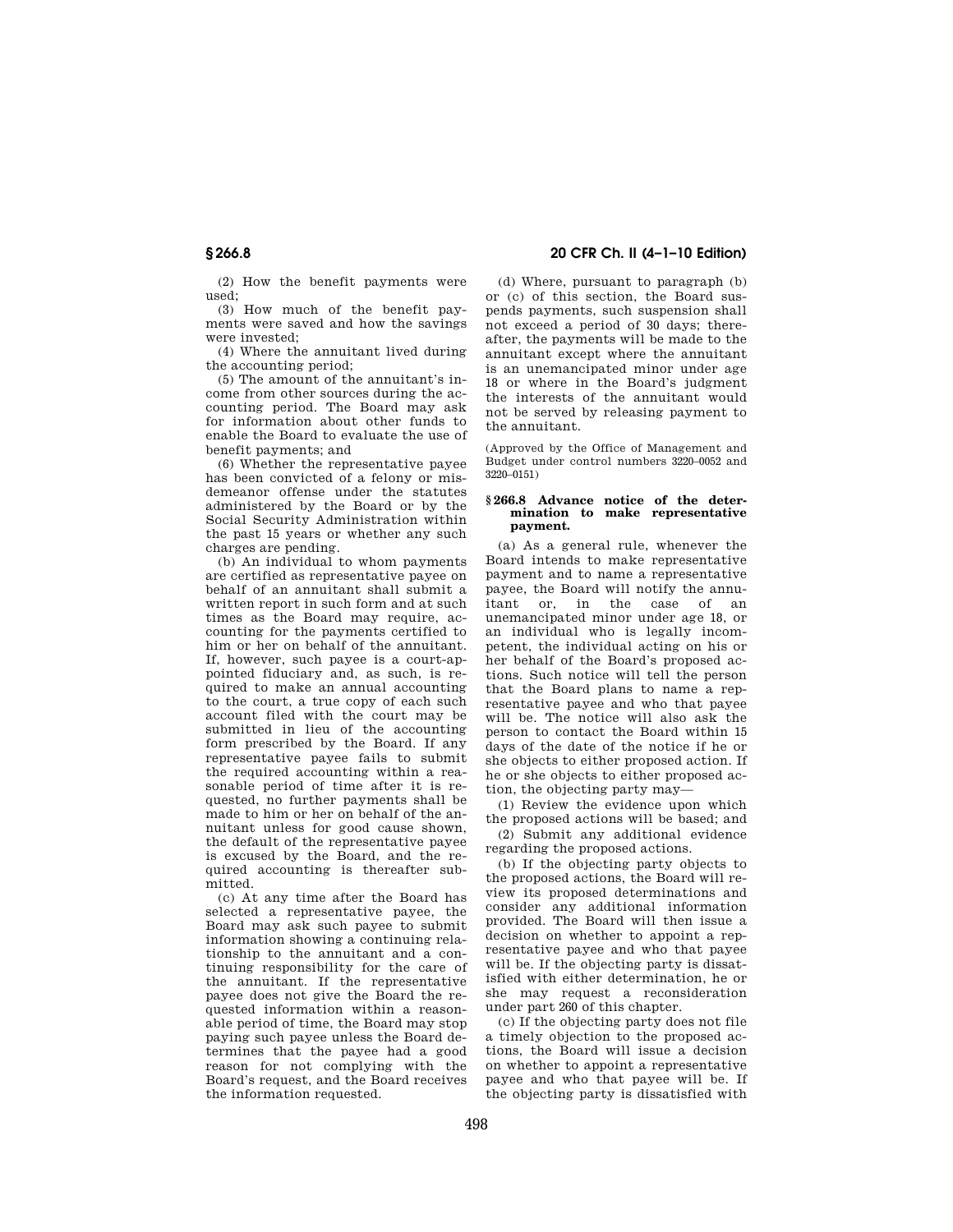(2) How the benefit payments were used;

(3) How much of the benefit payments were saved and how the savings were invested;

(4) Where the annuitant lived during the accounting period;

(5) The amount of the annuitant's income from other sources during the accounting period. The Board may ask for information about other funds to enable the Board to evaluate the use of benefit payments; and

(6) Whether the representative payee has been convicted of a felony or misdemeanor offense under the statutes administered by the Board or by the Social Security Administration within the past 15 years or whether any such charges are pending.

(b) An individual to whom payments are certified as representative payee on behalf of an annuitant shall submit a written report in such form and at such times as the Board may require, accounting for the payments certified to him or her on behalf of the annuitant. If, however, such payee is a court-appointed fiduciary and, as such, is required to make an annual accounting to the court, a true copy of each such account filed with the court may be submitted in lieu of the accounting form prescribed by the Board. If any representative payee fails to submit the required accounting within a reasonable period of time after it is requested, no further payments shall be made to him or her on behalf of the annuitant unless for good cause shown, the default of the representative payee is excused by the Board, and the required accounting is thereafter submitted.

(c) At any time after the Board has selected a representative payee, the Board may ask such payee to submit information showing a continuing relationship to the annuitant and a continuing responsibility for the care of the annuitant. If the representative payee does not give the Board the requested information within a reasonable period of time, the Board may stop paying such payee unless the Board determines that the payee had a good reason for not complying with the Board's request, and the Board receives the information requested.

(d) Where, pursuant to paragraph (b) or (c) of this section, the Board suspends payments, such suspension shall not exceed a period of 30 days; thereafter, the payments will be made to the annuitant except where the annuitant is an unemancipated minor under age 18 or where in the Board's judgment the interests of the annuitant would not be served by releasing payment to the annuitant.

(Approved by the Office of Management and Budget under control numbers 3220–0052 and 3220–0151)

### § 266.8 Advance notice of the determination to make representative payment.

(a) As a general rule, whenever the Board intends to make representative payment and to name a representative payee, the Board will notify the annuitant or, in the case of an unemancipated minor under age 18, or an individual who is legally incompetent, the individual acting on his or her behalf of the Board's proposed actions. Such notice will tell the person that the Board plans to name a representative payee and who that payee will be. The notice will also ask the person to contact the Board within 15 days of the date of the notice if he or she objects to either proposed action. If he or she objects to either proposed action, the objecting party may—

(1) Review the evidence upon which the proposed actions will be based; and

(2) Submit any additional evidence regarding the proposed actions.

(b) If the objecting party objects to the proposed actions, the Board will review its proposed determinations and consider any additional information provided. The Board will then issue a decision on whether to appoint a representative payee and who that payee will be. If the objecting party is dissatisfied with either determination, he or she may request a reconsideration under part 260 of this chapter.

(c) If the objecting party does not file a timely objection to the proposed actions, the Board will issue a decision on whether to appoint a representative payee and who that payee will be. If the objecting party is dissatisfied with